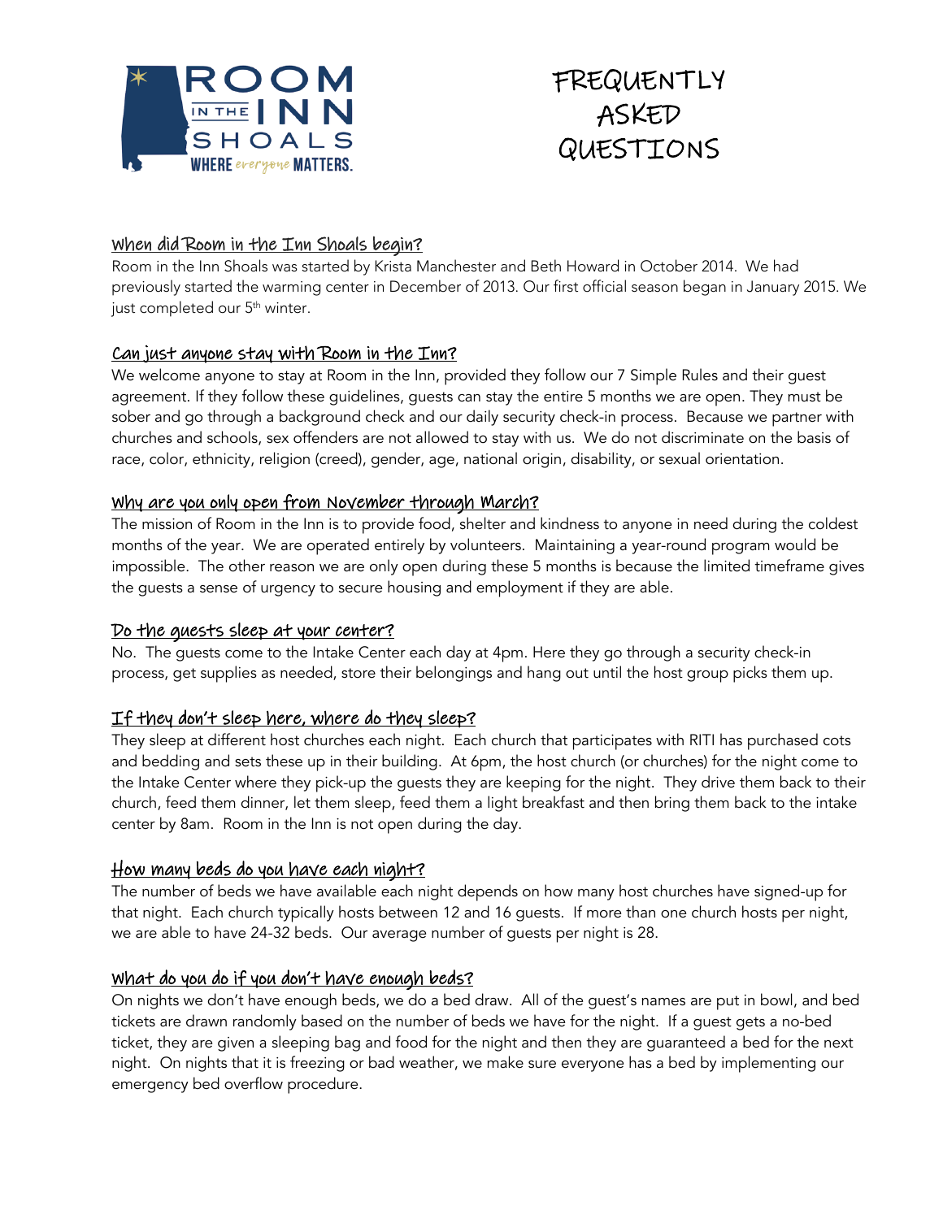ROOM IN THE INN SHOALS

WHERE *everyone* MATTERS.

# FREQUENTLY ASKED QUESTIONS

## When did Room in the Inn Shoals begin?

Room in the Inn Shoals was started by Krista Manchester and Beth Howard in October 2014. We had previously started the warming center in December of 2013. Our first official season began in January 2015. We just completed our 5th winter.

## Can just anyone stay with Room in the Inn?

We welcome anyone to stay at Room in the Inn, provided they follow our 7 Simple Rules and their guest agreement. If they follow these guidelines, guests can stay the entire 5 months we are open. They must be sober and go through a background check and our daily security check-in process. Because we partner with churches and schools, sex offenders are not allowed to stay with us. We do not discriminate on the basis of race, color, ethnicity, religion (creed), gender, age, national origin, disability, or sexual orientation.

## Why are you only open from November through March?

The mission of Room in the Inn is to provide food, shelter and kindness to anyone in need during the coldest months of the year. We are operated entirely by volunteers. Maintaining a year-round program would be impossible. The other reason we are only open during these 5 months is because the limited timeframe gives the guests a sense of urgency to secure housing and employment if they are able.

## Do the guests sleep at your center?

No. The guests come to the Intake Center each day at 4pm. Here they go through a security check-in process, get supplies as needed, store their belongings and hang out until the host group picks them up.

## If they don't sleep here, where do they sleep?

They sleep at different host churches each night. Each church that participates with RITI has purchased cots and bedding and sets these up in their building. At 6pm, the host church (or churches) for the night come to the Intake Center where they pick-up the guests they are keeping for the night. They drive them back to their church, feed them dinner, let them sleep, feed them a light breakfast and then bring them back to the intake center by 8am. Room in the Inn is not open during the day.

## How many beds do you have each night?

The number of beds we have available each night depends on how many host churches have signed-up for that night. Each church typically hosts between 12 and 16 guests. If more than one church hosts per night, we are able to have 24-32 beds. Our average number of guests per night is 28.

## What do you do if you don't have enough beds?

On nights we don't have enough beds, we do a bed draw. All of the guest's names are put in bowl, and bed tickets are drawn randomly based on the number of beds we have for the night. If a guest gets a no-bed ticket, they are given a sleeping bag and food for the night and then they are guaranteed a bed for the next night. On nights that it is freezing or bad weather, we make sure everyone has a bed by implementing our emergency bed overflow procedure.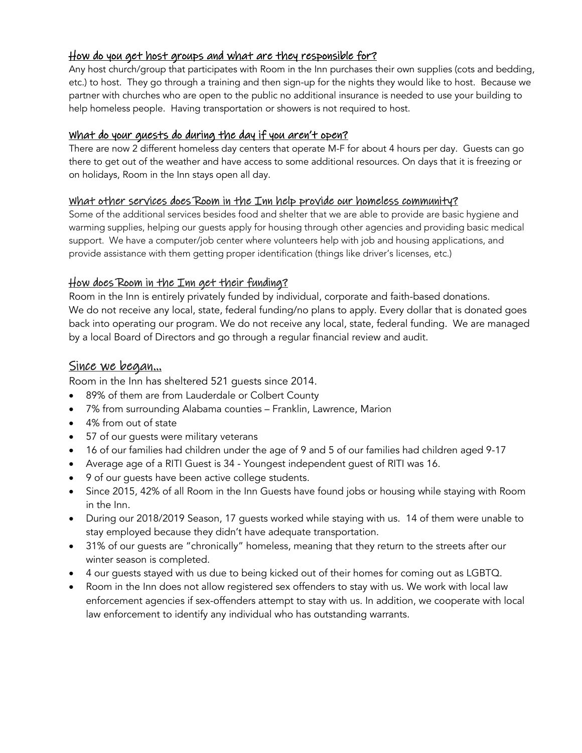## How do you get host groups and what are they responsible for?

Any host church/group that participates with Room in the Inn purchases their own supplies (cots and bedding, etc.) to host. They go through a training and then sign-up for the nights they would like to host. Because we partner with churches who are open to the public no additional insurance is needed to use your building to help homeless people. Having transportation or showers is not required to host.

## What do your guests do during the day if you aren't open?

There are now 2 different homeless day centers that operate M-F for about 4 hours per day. Guests can go there to get out of the weather and have access to some additional resources. On days that it is freezing or on holidays, Room in the Inn stays open all day.

## What other services does Room in the Inn help provide our homeless community?

Some of the additional services besides food and shelter that we are able to provide are basic hygiene and warming supplies, helping our guests apply for housing through other agencies and providing basic medical support. We have a computer/job center where volunteers help with job and housing applications, and provide assistance with them getting proper identification (things like driver's licenses, etc.)

## How does Room in the Inn get their funding?

Room in the Inn is entirely privately funded by individual, corporate and faith-based donations. We do not receive any local, state, federal funding/no plans to apply. Every dollar that is donated goes back into operating our program. We do not receive any local, state, federal funding. We are managed by a local Board of Directors and go through a regular financial review and audit.

# Since we began…

Room in the Inn has sheltered 521 guests since 2014.

- 89% of them are from Lauderdale or Colbert County
- 7% from surrounding Alabama counties – Franklin, Lawrence, Marion
- 4% from out of state
- 57 of our guests were military veterans
- 16 of our families had children under the age of 9 and 5 of our families had children aged 9-17
- Average age of a RITI Guest is 34 - Youngest independent guest of RITI was 16.
- 9 of our guests have been active college students.
- Since 2015, 42% of all Room in the Inn Guests have found jobs or housing while staying with Room in the Inn.
- During our 2018/2019 Season, 17 guests worked while staying with us. 14 of them were unable to stay employed because they didn't have adequate transportation.
- 31% of our guests are "chronically" homeless, meaning that they return to the streets after our winter season is completed.
- 4 our guests stayed with us due to being kicked out of their homes for coming out as LGBTQ.
- Room in the Inn does not allow registered sex offenders to stay with us. We work with local law enforcement agencies if sex-offenders attempt to stay with us. In addition, we cooperate with local law enforcement to identify any individual who has outstanding warrants.